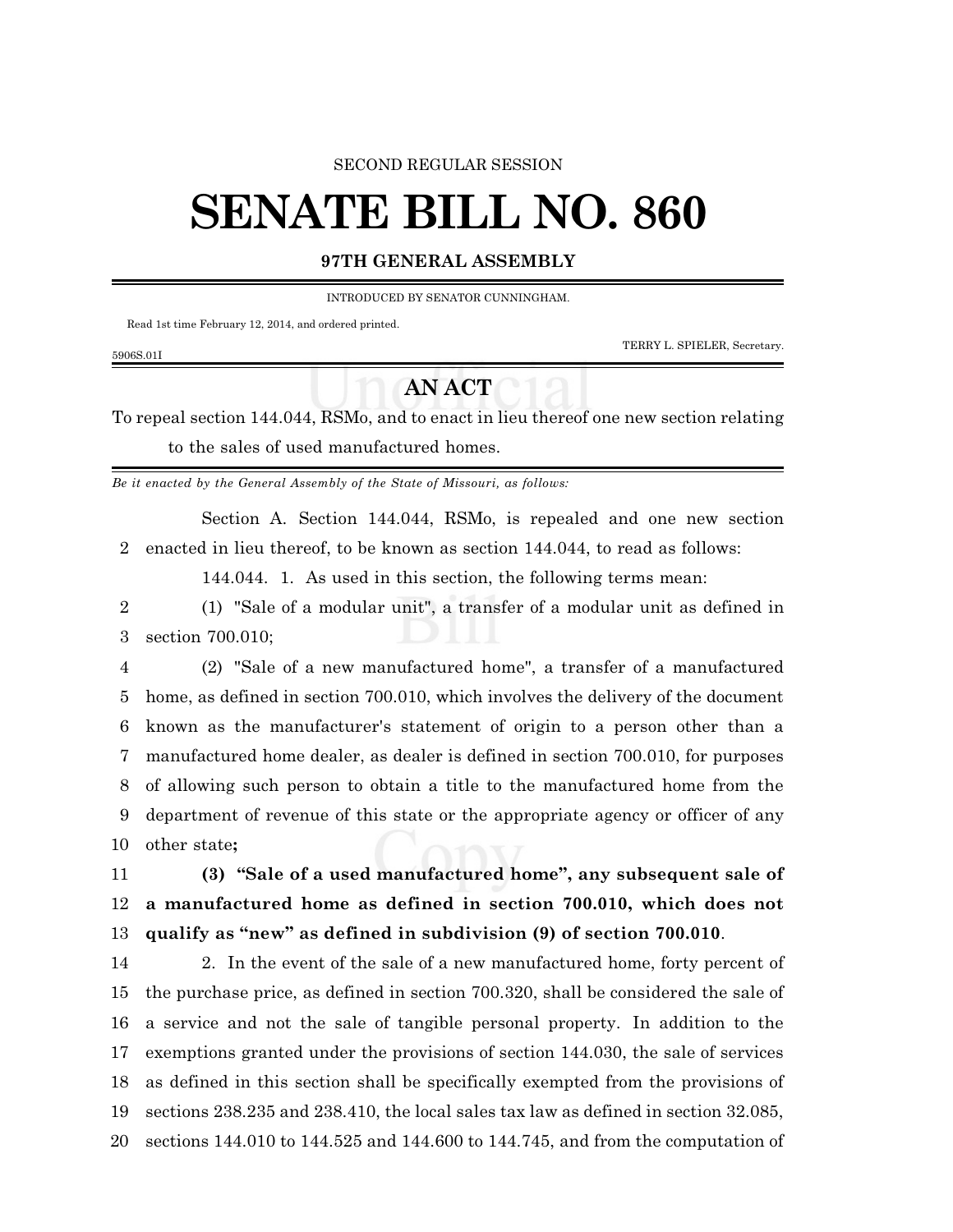SECOND REGULAR SESSION

# SENATE BILL NO. 860

**97TH GENERAL ASSEMBLY**

INTRODUCED BY SENATOR CUNNINGHAM.

Read 1st time February 12, 2014, and ordered printed.

TERRY L. SPIELER, Secretary.

5906S.01I

## AN ACT

To repeal section 144.044, RSMo, and to enact in lieu thereof one new section relating to the sales of used manufactured homes.

*Be it enacted by the General Assembly of the State of Missouri, as follows:*

Section A. Section 144.044, RSMo, is repealed and one new section enacted in lieu thereof, to be known as section 144.044, to read as follows:

144.044. 1. As used in this section, the following terms mean:

(1) "Sale of a modular unit", a transfer of a modular unit as defined in section 700.010;

(2) "Sale of a new manufactured home", a transfer of a manufactured home, as defined in section 700.010, which involves the delivery of the document known as the manufacturer's statement of origin to a person other than a manufactured home dealer, as dealer is defined in section 700.010, for purposes of allowing such person to obtain a title to the manufactured home from the department of revenue of this state or the appropriate agency or officer of any other state**;**

**(3) "Sale of a used manufactured home", any subsequent sale of a manufactured home as defined in section 700.010, which does not qualify as "new" as defined in subdivision (9) of section 700.010**.

2. In the event of the sale of a new manufactured home, forty percent of the purchase price, as defined in section 700.320, shall be considered the sale of a service and not the sale of tangible personal property. In addition to the exemptions granted under the provisions of section 144.030, the sale of services as defined in this section shall be specifically exempted from the provisions of sections 238.235 and 238.410, the local sales tax law as defined in section 32.085, sections 144.010 to 144.525 and 144.600 to 144.745, and from the computation of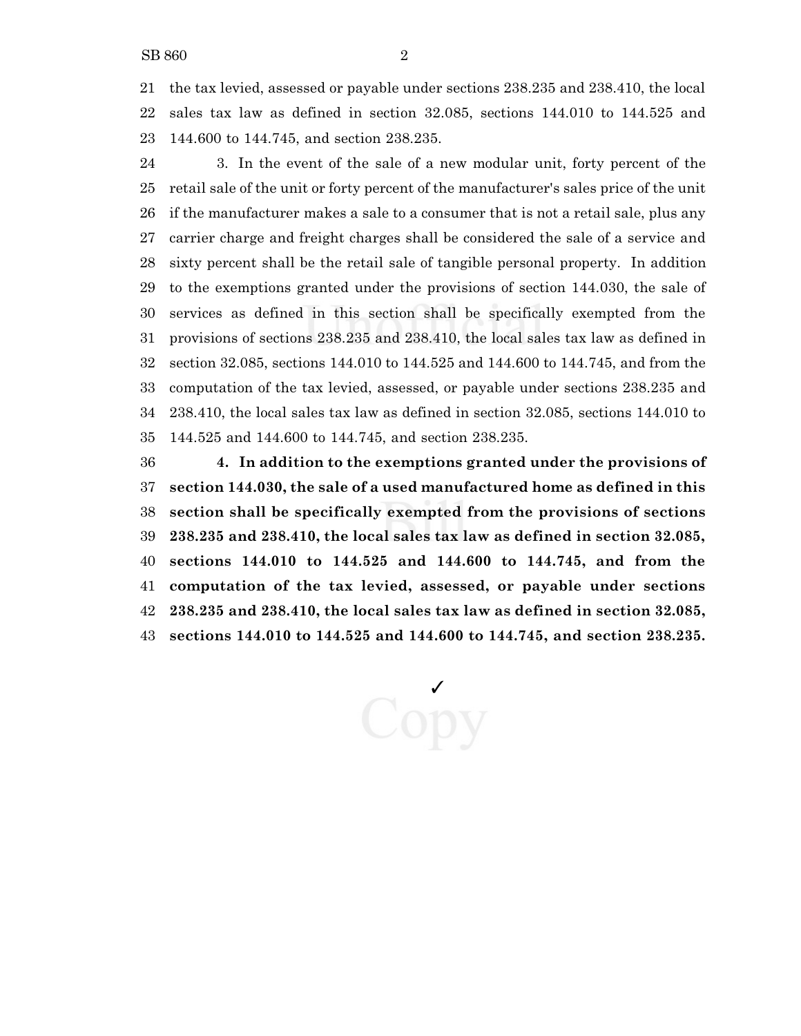the tax levied, assessed or payable under sections 238.235 and 238.410, the local sales tax law as defined in section 32.085, sections 144.010 to 144.525 and 144.600 to 144.745, and section 238.235.

3. In the event of the sale of a new modular unit, forty percent of the retail sale of the unit or forty percent of the manufacturer's sales price of the unit if the manufacturer makes a sale to a consumer that is not a retail sale, plus any carrier charge and freight charges shall be considered the sale of a service and sixty percent shall be the retail sale of tangible personal property. In addition to the exemptions granted under the provisions of section 144.030, the sale of services as defined in this section shall be specifically exempted from the provisions of sections 238.235 and 238.410, the local sales tax law as defined in section 32.085, sections 144.010 to 144.525 and 144.600 to 144.745, and from the computation of the tax levied, assessed, or payable under sections 238.235 and 238.410, the local sales tax law as defined in section 32.085, sections 144.010 to 144.525 and 144.600 to 144.745, and section 238.235.

**4. In addition to the exemptions granted under the provisions of section 144.030, the sale of a used manufactured home as defined in this section shall be specifically exempted from the provisions of sections 238.235 and 238.410, the local sales tax law as defined in section 32.085, sections 144.010 to 144.525 and 144.600 to 144.745, and from the computation of the tax levied, assessed, or payable under sections 238.235 and 238.410, the local sales tax law as defined in section 32.085, sections 144.010 to 144.525 and 144.600 to 144.745, and section 238.235.**

✓